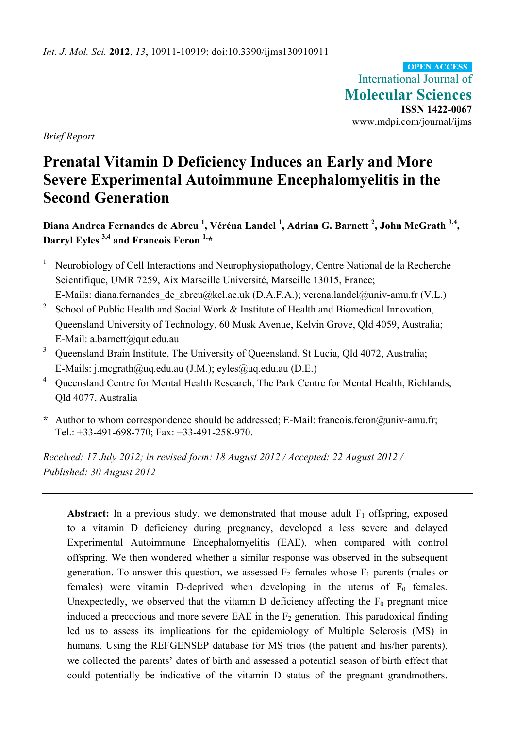*Int. J. Mol. Sci.* **2012**, *13*, 10911-10919; doi:10.3390/ijms130910911

OPEN ACCESS

International Journal of **Molecular Sciences**

**ISSN 1422-0067**

www.mdpi.com/journal/ijms

*Brief Report*

# Prenatal Vitamin D Deficiency Induces an Early and More Severe Experimental Autoimmune Encephalomyelitis in the Second Generation

**Diana Andrea Fernandes de Abreu [1], Véréna Landel [1], Adrian G. Barnett [2], John McGrath [3,4], Darryl Eyles [3,4] and Francois Feron [1,*]**

[1] Neurobiology of Cell Interactions and Neurophysiopathology, Centre National de la Recherche Scientifique, UMR 7259, Aix Marseille Université, Marseille 13015, France; E-Mails: diana.fernandes_de_abreu@kcl.ac.uk (D.A.F.A.); verena.landel@univ-amu.fr (V.L.)

[2] School of Public Health and Social Work & Institute of Health and Biomedical Innovation, Queensland University of Technology, 60 Musk Avenue, Kelvin Grove, Qld 4059, Australia; E-Mail: a.barnett@qut.edu.au

[3] Queensland Brain Institute, The University of Queensland, St Lucia, Qld 4072, Australia; E-Mails: j.mcgrath@uq.edu.au (J.M.); eyles@uq.edu.au (D.E.)

[4] Queensland Centre for Mental Health Research, The Park Centre for Mental Health, Richlands, Qld 4077, Australia

\* Author to whom correspondence should be addressed; E-Mail: francois.feron@univ-amu.fr; Tel.: +33-491-698-770; Fax: +33-491-258-970.

*Received: 17 July 2012; in revised form: 18 August 2012 / Accepted: 22 August 2012 / Published: 30 August 2012*

---

**Abstract:** In a previous study, we demonstrated that mouse adult $F_1$ offspring, exposed to a vitamin D deficiency during pregnancy, developed a less severe and delayed Experimental Autoimmune Encephalomyelitis (EAE), when compared with control offspring. We then wondered whether a similar response was observed in the subsequent generation. To answer this question, we assessed $F_2$ females whose $F_1$ parents (males or females) were vitamin D-deprived when developing in the uterus of $F_0$ females. Unexpectedly, we observed that the vitamin D deficiency affecting the $F_0$ pregnant mice induced a precocious and more severe EAE in the $F_2$ generation. This paradoxical finding led us to assess its implications for the epidemiology of Multiple Sclerosis (MS) in humans. Using the REFGENSEP database for MS trios (the patient and his/her parents), we collected the parents' dates of birth and assessed a potential season of birth effect that could potentially be indicative of the vitamin D status of the pregnant grandmothers.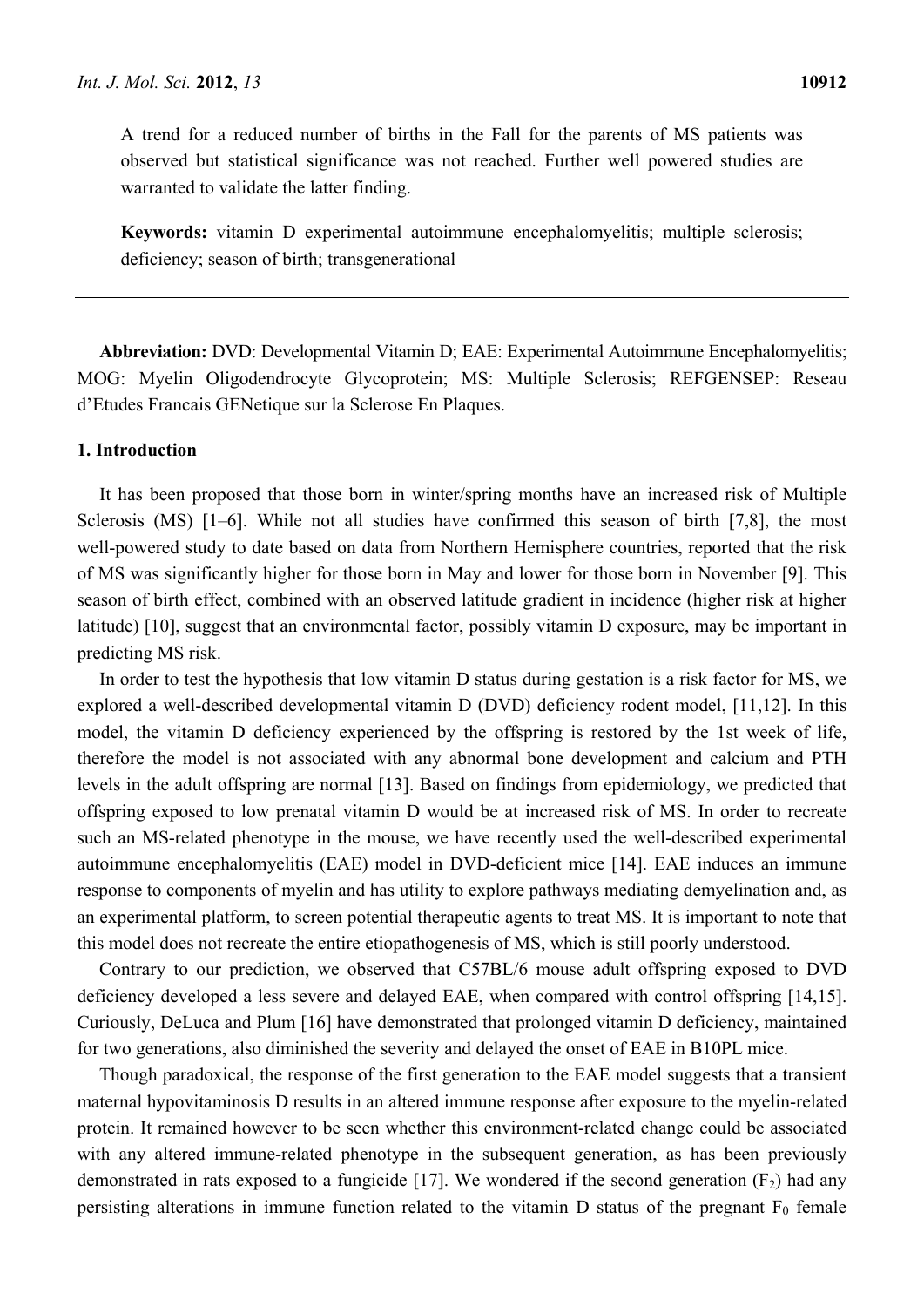A trend for a reduced number of births in the Fall for the parents of MS patients was observed but statistical significance was not reached. Further well powered studies are warranted to validate the latter finding.

**Keywords:** vitamin D experimental autoimmune encephalomyelitis; multiple sclerosis; deficiency; season of birth; transgenerational

---

**Abbreviation:** DVD: Developmental Vitamin D; EAE: Experimental Autoimmune Encephalomyelitis; MOG: Myelin Oligodendrocyte Glycoprotein; MS: Multiple Sclerosis; REFGENSEP: Reseau d'Etudes Francais GENetique sur la Sclerose En Plaques.

## 1. Introduction

It has been proposed that those born in winter/spring months have an increased risk of Multiple Sclerosis (MS) [1–6]. While not all studies have confirmed this season of birth [7,8], the most well-powered study to date based on data from Northern Hemisphere countries, reported that the risk of MS was significantly higher for those born in May and lower for those born in November [9]. This season of birth effect, combined with an observed latitude gradient in incidence (higher risk at higher latitude) [10], suggest that an environmental factor, possibly vitamin D exposure, may be important in predicting MS risk.

In order to test the hypothesis that low vitamin D status during gestation is a risk factor for MS, we explored a well-described developmental vitamin D (DVD) deficiency rodent model, [11,12]. In this model, the vitamin D deficiency experienced by the offspring is restored by the 1st week of life, therefore the model is not associated with any abnormal bone development and calcium and PTH levels in the adult offspring are normal [13]. Based on findings from epidemiology, we predicted that offspring exposed to low prenatal vitamin D would be at increased risk of MS. In order to recreate such an MS-related phenotype in the mouse, we have recently used the well-described experimental autoimmune encephalomyelitis (EAE) model in DVD-deficient mice [14]. EAE induces an immune response to components of myelin and has utility to explore pathways mediating demyelination and, as an experimental platform, to screen potential therapeutic agents to treat MS. It is important to note that this model does not recreate the entire etiopathogenesis of MS, which is still poorly understood.

Contrary to our prediction, we observed that C57BL/6 mouse adult offspring exposed to DVD deficiency developed a less severe and delayed EAE, when compared with control offspring [14,15]. Curiously, DeLuca and Plum [16] have demonstrated that prolonged vitamin D deficiency, maintained for two generations, also diminished the severity and delayed the onset of EAE in B10PL mice.

Though paradoxical, the response of the first generation to the EAE model suggests that a transient maternal hypovitaminosis D results in an altered immune response after exposure to the myelin-related protein. It remained however to be seen whether this environment-related change could be associated with any altered immune-related phenotype in the subsequent generation, as has been previously demonstrated in rats exposed to a fungicide [17]. We wondered if the second generation ($F_2$) had any persisting alterations in immune function related to the vitamin D status of the pregnant $F_0$ female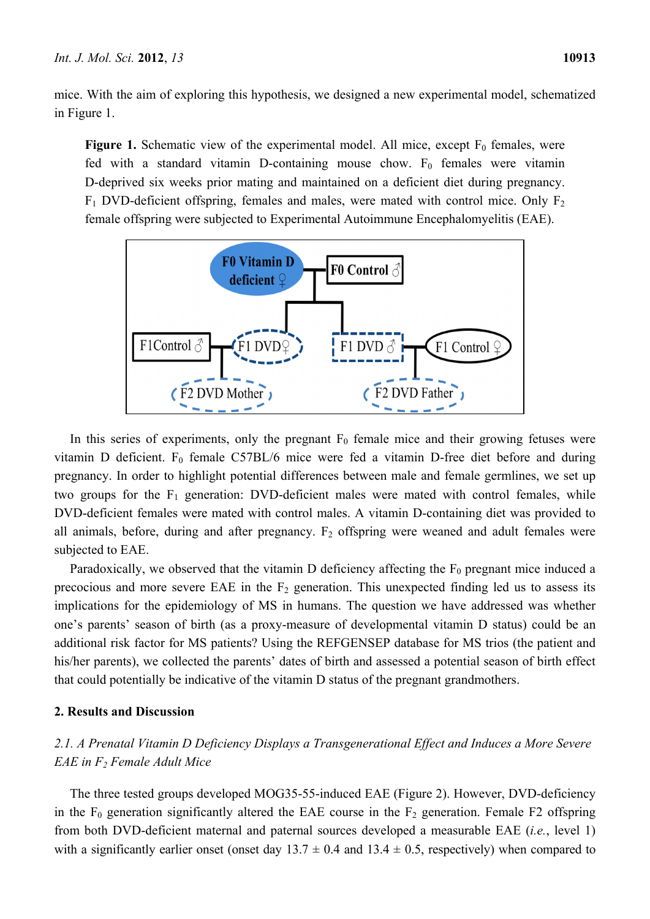mice. With the aim of exploring this hypothesis, we designed a new experimental model, schematized in Figure 1.

**Figure 1.** Schematic view of the experimental model. All mice, except $F_0$ females, were fed with a standard vitamin D-containing mouse chow. $F_0$ females were vitamin D-deprived six weeks prior mating and maintained on a deficient diet during pregnancy. $F_1$ DVD-deficient offspring, females and males, were mated with control mice. Only $F_2$ female offspring were subjected to Experimental Autoimmune Encephalomyelitis (EAE).

In this series of experiments, only the pregnant $F_0$ female mice and their growing fetuses were vitamin D deficient. $F_0$ female C57BL/6 mice were fed a vitamin D-free diet before and during pregnancy. In order to highlight potential differences between male and female germlines, we set up two groups for the $F_1$ generation: DVD-deficient males were mated with control females, while DVD-deficient females were mated with control males. A vitamin D-containing diet was provided to all animals, before, during and after pregnancy. $F_2$ offspring were weaned and adult females were subjected to EAE.

Paradoxically, we observed that the vitamin D deficiency affecting the $F_0$ pregnant mice induced a precocious and more severe EAE in the $F_2$ generation. This unexpected finding led us to assess its implications for the epidemiology of MS in humans. The question we have addressed was whether one's parents' season of birth (as a proxy-measure of developmental vitamin D status) could be an additional risk factor for MS patients? Using the REFGENSEP database for MS trios (the patient and his/her parents), we collected the parents' dates of birth and assessed a potential season of birth effect that could potentially be indicative of the vitamin D status of the pregnant grandmothers.

## 2. Results and Discussion

### *2.1. A Prenatal Vitamin D Deficiency Displays a Transgenerational Effect and Induces a More Severe EAE in $F_2$ Female Adult Mice*

The three tested groups developed MOG35-55-induced EAE (Figure 2). However, DVD-deficiency in the $F_0$ generation significantly altered the EAE course in the $F_2$ generation. Female F2 offspring from both DVD-deficient maternal and paternal sources developed a measurable EAE (*i.e.*, level 1) with a significantly earlier onset (onset day $13.7 \pm 0.4$ and $13.4 \pm 0.5$, respectively) when compared to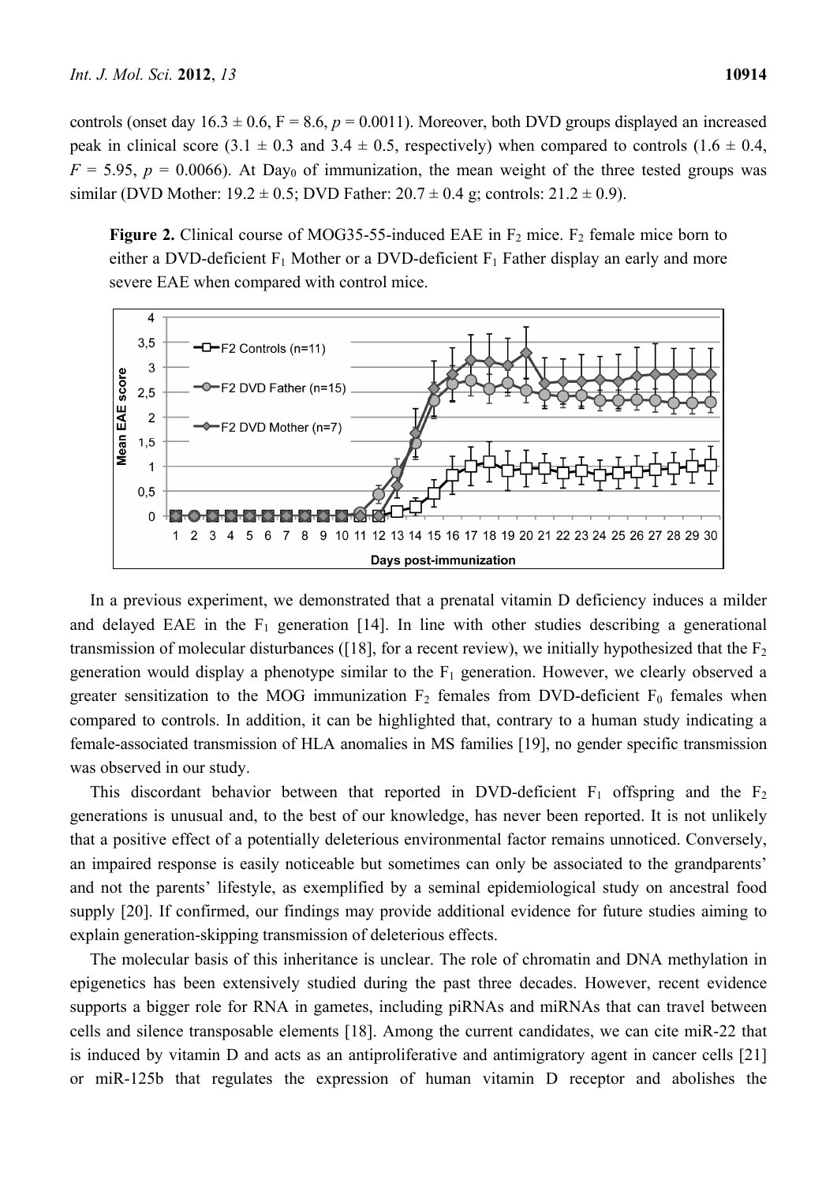controls (onset day 16.3 ± 0.6, $F = 8.6$, $p = 0.0011$). Moreover, both DVD groups displayed an increased peak in clinical score (3.1 ± 0.3 and 3.4 ± 0.5, respectively) when compared to controls (1.6 ± 0.4, $F = 5.95$, $p = 0.0066$). At $Day_0$ of immunization, the mean weight of the three tested groups was similar (DVD Mother: 19.2 ± 0.5; DVD Father: 20.7 ± 0.4 g; controls: 21.2 ± 0.9).

**Figure 2.** Clinical course of MOG35-55-induced EAE in $F_2$ mice. $F_2$ female mice born to either a DVD-deficient $F_1$ Mother or a DVD-deficient $F_1$ Father display an early and more severe EAE when compared with control mice.

In a previous experiment, we demonstrated that a prenatal vitamin D deficiency induces a milder and delayed EAE in the $F_1$ generation [14]. In line with other studies describing a generational transmission of molecular disturbances ([18], for a recent review), we initially hypothesized that the $F_2$ generation would display a phenotype similar to the $F_1$ generation. However, we clearly observed a greater sensitization to the MOG immunization $F_2$ females from DVD-deficient $F_0$ females when compared to controls. In addition, it can be highlighted that, contrary to a human study indicating a female-associated transmission of HLA anomalies in MS families [19], no gender specific transmission was observed in our study.

This discordant behavior between that reported in DVD-deficient $F_1$ offspring and the $F_2$ generations is unusual and, to the best of our knowledge, has never been reported. It is not unlikely that a positive effect of a potentially deleterious environmental factor remains unnoticed. Conversely, an impaired response is easily noticeable but sometimes can only be associated to the grandparents' and not the parents' lifestyle, as exemplified by a seminal epidemiological study on ancestral food supply [20]. If confirmed, our findings may provide additional evidence for future studies aiming to explain generation-skipping transmission of deleterious effects.

The molecular basis of this inheritance is unclear. The role of chromatin and DNA methylation in epigenetics has been extensively studied during the past three decades. However, recent evidence supports a bigger role for RNA in gametes, including piRNAs and miRNAs that can travel between cells and silence transposable elements [18]. Among the current candidates, we can cite miR-22 that is induced by vitamin D and acts as an antiproliferative and antimigratory agent in cancer cells [21] or miR-125b that regulates the expression of human vitamin D receptor and abolishes the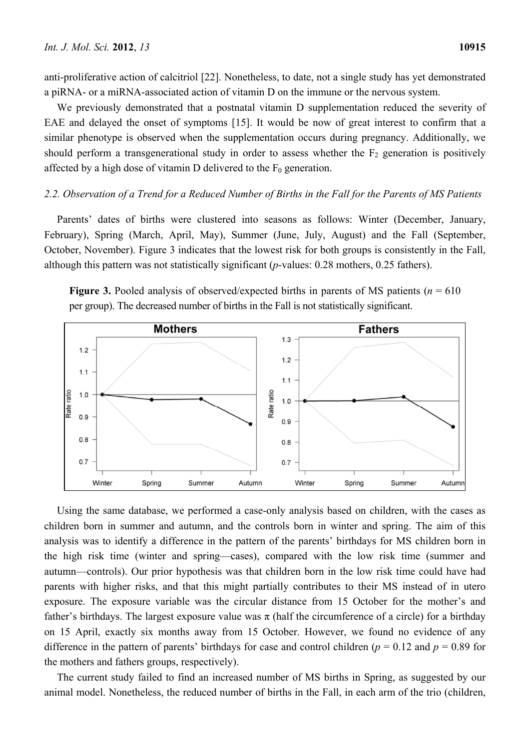anti-proliferative action of calcitriol [22]. Nonetheless, to date, not a single study has yet demonstrated a piRNA- or a miRNA-associated action of vitamin D on the immune or the nervous system.

We previously demonstrated that a postnatal vitamin D supplementation reduced the severity of EAE and delayed the onset of symptoms [15]. It would be now of great interest to confirm that a similar phenotype is observed when the supplementation occurs during pregnancy. Additionally, we should perform a transgenerational study in order to assess whether the $F_2$ generation is positively affected by a high dose of vitamin D delivered to the $F_0$ generation.

### 2.2. Observation of a Trend for a Reduced Number of Births in the Fall for the Parents of MS Patients

Parents' dates of births were clustered into seasons as follows: Winter (December, January, February), Spring (March, April, May), Summer (June, July, August) and the Fall (September, October, November). Figure 3 indicates that the lowest risk for both groups is consistently in the Fall, although this pattern was not statistically significant (*p*-values: 0.28 mothers, 0.25 fathers).

**Figure 3.** Pooled analysis of observed/expected births in parents of MS patients ($n = 610$ per group). The decreased number of births in the Fall is not statistically significant.

Using the same database, we performed a case-only analysis based on children, with the cases as children born in summer and autumn, and the controls born in winter and spring. The aim of this analysis was to identify a difference in the pattern of the parents' birthdays for MS children born in the high risk time (winter and spring—cases), compared with the low risk time (summer and autumn—controls). Our prior hypothesis was that children born in the low risk time could have had parents with higher risks, and that this might partially contributes to their MS instead of in utero exposure. The exposure variable was the circular distance from 15 October for the mother's and father's birthdays. The largest exposure value was $\pi$ (half the circumference of a circle) for a birthday on 15 April, exactly six months away from 15 October. However, we found no evidence of any difference in the pattern of parents' birthdays for case and control children ($p = 0.12$ and $p = 0.89$ for the mothers and fathers groups, respectively).

The current study failed to find an increased number of MS births in Spring, as suggested by our animal model. Nonetheless, the reduced number of births in the Fall, in each arm of the trio (children,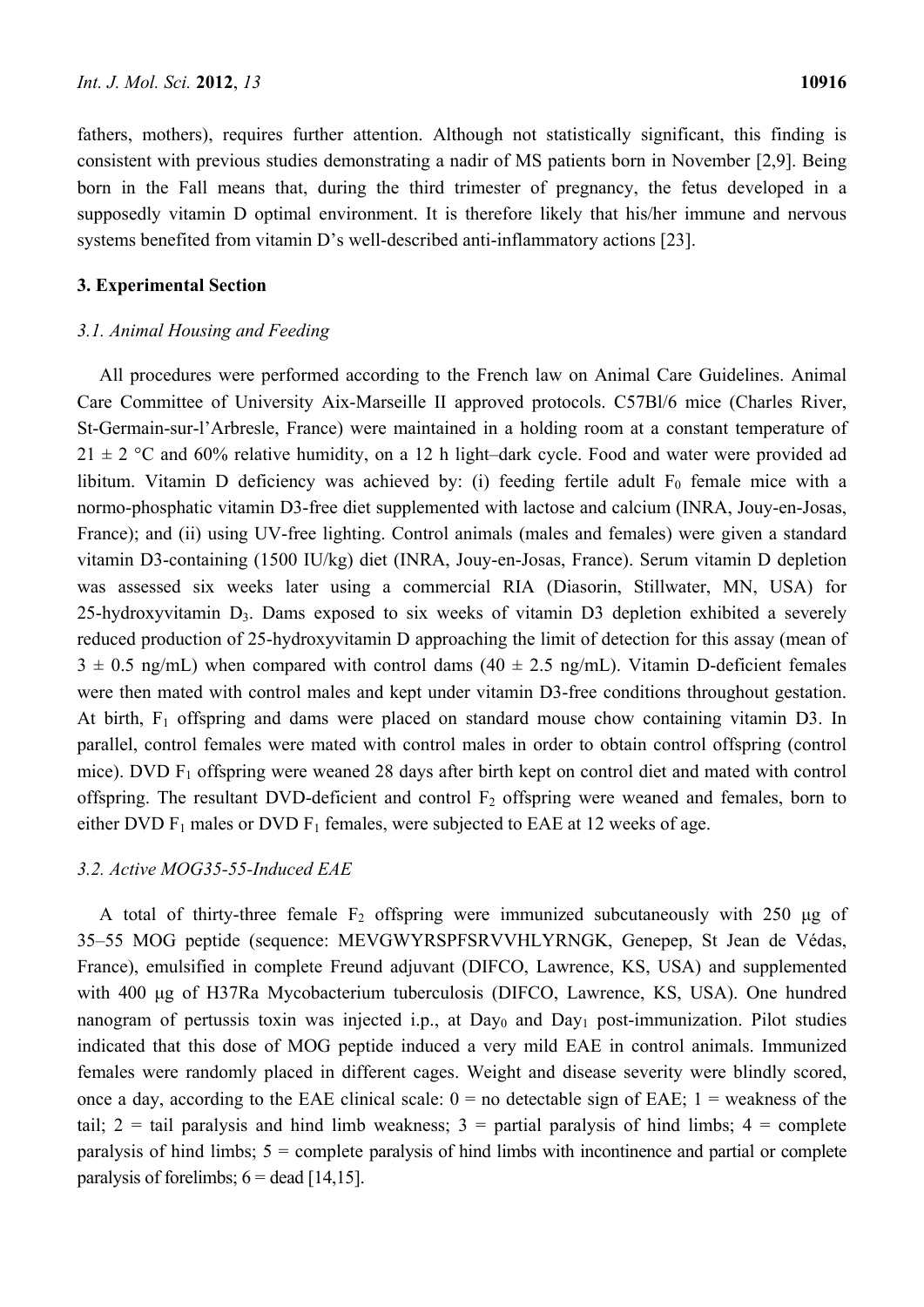fathers, mothers), requires further attention. Although not statistically significant, this finding is consistent with previous studies demonstrating a nadir of MS patients born in November [2,9]. Being born in the Fall means that, during the third trimester of pregnancy, the fetus developed in a supposedly vitamin D optimal environment. It is therefore likely that his/her immune and nervous systems benefited from vitamin D's well-described anti-inflammatory actions [23].

## 3. Experimental Section

### 3.1. Animal Housing and Feeding

All procedures were performed according to the French law on Animal Care Guidelines. Animal Care Committee of University Aix-Marseille II approved protocols. C57Bl/6 mice (Charles River, St-Germain-sur-l'Arbresle, France) were maintained in a holding room at a constant temperature of 21 ± 2 °C and 60% relative humidity, on a 12 h light–dark cycle. Food and water were provided ad libitum. Vitamin D deficiency was achieved by: (i) feeding fertile adult $F_0$ female mice with a normo-phosphatic vitamin D3-free diet supplemented with lactose and calcium (INRA, Jouy-en-Josas, France); and (ii) using UV-free lighting. Control animals (males and females) were given a standard vitamin D3-containing (1500 IU/kg) diet (INRA, Jouy-en-Josas, France). Serum vitamin D depletion was assessed six weeks later using a commercial RIA (Diasorin, Stillwater, MN, USA) for 25-hydroxyvitamin $D_3$. Dams exposed to six weeks of vitamin D3 depletion exhibited a severely reduced production of 25-hydroxyvitamin D approaching the limit of detection for this assay (mean of 3 ± 0.5 ng/mL) when compared with control dams (40 ± 2.5 ng/mL). Vitamin D-deficient females were then mated with control males and kept under vitamin D3-free conditions throughout gestation. At birth, $F_1$ offspring and dams were placed on standard mouse chow containing vitamin D3. In parallel, control females were mated with control males in order to obtain control offspring (control mice). DVD $F_1$ offspring were weaned 28 days after birth kept on control diet and mated with control offspring. The resultant DVD-deficient and control $F_2$ offspring were weaned and females, born to either DVD $F_1$ males or DVD $F_1$ females, were subjected to EAE at 12 weeks of age.

### 3.2. Active MOG35-55-Induced EAE

A total of thirty-three female $F_2$ offspring were immunized subcutaneously with 250 µg of 35–55 MOG peptide (sequence: MEVGWYRSPFSRVVHLYRNGK, Genepep, St Jean de Védas, France), emulsified in complete Freund adjuvant (DIFCO, Lawrence, KS, USA) and supplemented with 400 µg of H37Ra Mycobacterium tuberculosis (DIFCO, Lawrence, KS, USA). One hundred nanogram of pertussis toxin was injected i.p., at $Day_0$ and $Day_1$ post-immunization. Pilot studies indicated that this dose of MOG peptide induced a very mild EAE in control animals. Immunized females were randomly placed in different cages. Weight and disease severity were blindly scored, once a day, according to the EAE clinical scale: 0 = no detectable sign of EAE; 1 = weakness of the tail; 2 = tail paralysis and hind limb weakness; 3 = partial paralysis of hind limbs; 4 = complete paralysis of hind limbs; 5 = complete paralysis of hind limbs with incontinence and partial or complete paralysis of forelimbs; 6 = dead [14,15].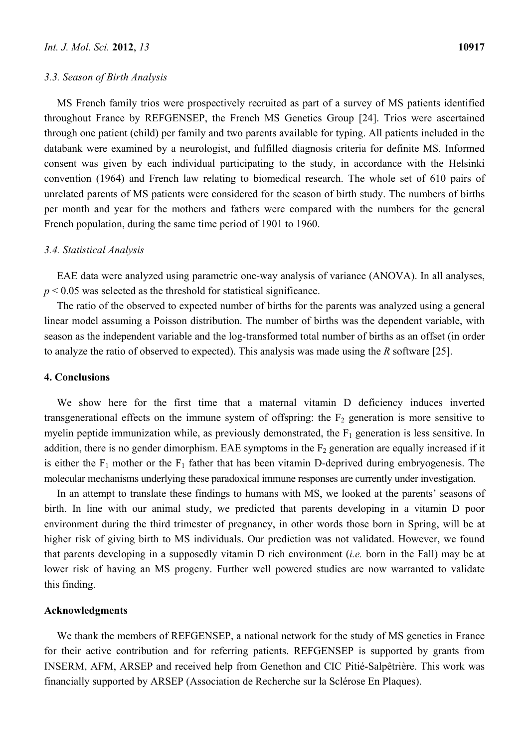### 3.3. Season of Birth Analysis

MS French family trios were prospectively recruited as part of a survey of MS patients identified throughout France by REFGENSEP, the French MS Genetics Group [24]. Trios were ascertained through one patient (child) per family and two parents available for typing. All patients included in the databank were examined by a neurologist, and fulfilled diagnosis criteria for definite MS. Informed consent was given by each individual participating to the study, in accordance with the Helsinki convention (1964) and French law relating to biomedical research. The whole set of 610 pairs of unrelated parents of MS patients were considered for the season of birth study. The numbers of births per month and year for the mothers and fathers were compared with the numbers for the general French population, during the same time period of 1901 to 1960.

### 3.4. Statistical Analysis

EAE data were analyzed using parametric one-way analysis of variance (ANOVA). In all analyses, $p < 0.05$ was selected as the threshold for statistical significance.

The ratio of the observed to expected number of births for the parents was analyzed using a general linear model assuming a Poisson distribution. The number of births was the dependent variable, with season as the independent variable and the log-transformed total number of births as an offset (in order to analyze the ratio of observed to expected). This analysis was made using the *R* software [25].

## 4. Conclusions

We show here for the first time that a maternal vitamin D deficiency induces inverted transgenerational effects on the immune system of offspring: the $F_2$ generation is more sensitive to myelin peptide immunization while, as previously demonstrated, the $F_1$ generation is less sensitive. In addition, there is no gender dimorphism. EAE symptoms in the $F_2$ generation are equally increased if it is either the $F_1$ mother or the $F_1$ father that has been vitamin D-deprived during embryogenesis. The molecular mechanisms underlying these paradoxical immune responses are currently under investigation.

In an attempt to translate these findings to humans with MS, we looked at the parents' seasons of birth. In line with our animal study, we predicted that parents developing in a vitamin D poor environment during the third trimester of pregnancy, in other words those born in Spring, will be at higher risk of giving birth to MS individuals. Our prediction was not validated. However, we found that parents developing in a supposedly vitamin D rich environment (*i.e.* born in the Fall) may be at lower risk of having an MS progeny. Further well powered studies are now warranted to validate this finding.

## Acknowledgments

We thank the members of REFGENSEP, a national network for the study of MS genetics in France for their active contribution and for referring patients. REFGENSEP is supported by grants from INSERM, AFM, ARSEP and received help from Genethon and CIC Pitié-Salpêtrière. This work was financially supported by ARSEP (Association de Recherche sur la Sclérose En Plaques).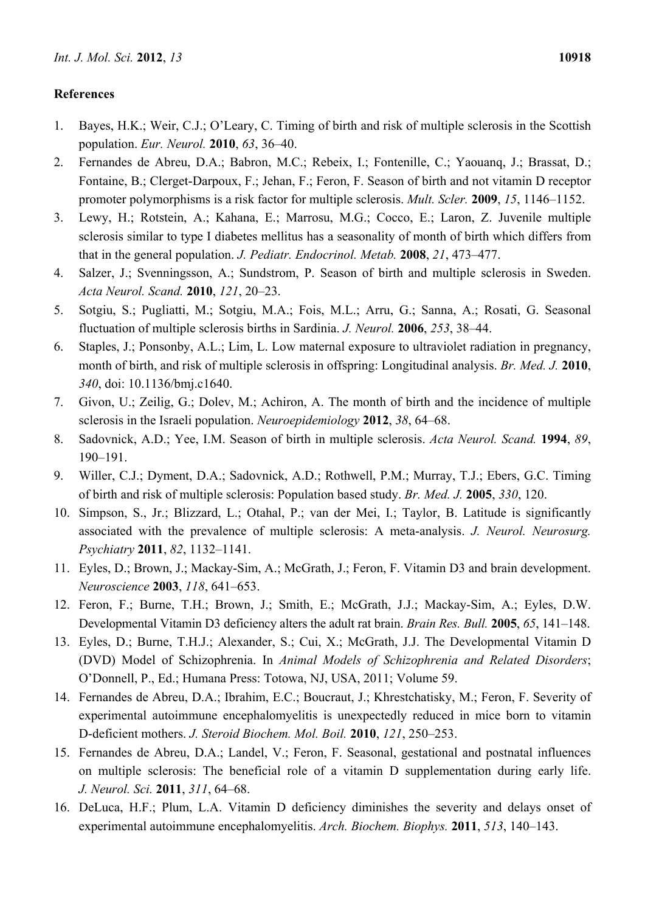## References

1. Bayes, H.K.; Weir, C.J.; O'Leary, C. Timing of birth and risk of multiple sclerosis in the Scottish population. *Eur. Neurol.* **2010**, *63*, 36–40.
2. Fernandes de Abreu, D.A.; Babron, M.C.; Rebeix, I.; Fontenille, C.; Yaouanq, J.; Brassat, D.; Fontaine, B.; Clerget-Darpoux, F.; Jehan, F.; Feron, F. Season of birth and not vitamin D receptor promoter polymorphisms is a risk factor for multiple sclerosis. *Mult. Scler.* **2009**, *15*, 1146–1152.
3. Lewy, H.; Rotstein, A.; Kahana, E.; Marrosu, M.G.; Cocco, E.; Laron, Z. Juvenile multiple sclerosis similar to type I diabetes mellitus has a seasonality of month of birth which differs from that in the general population. *J. Pediatr. Endocrinol. Metab.* **2008**, *21*, 473–477.
4. Salzer, J.; Svenningsson, A.; Sundstrom, P. Season of birth and multiple sclerosis in Sweden. *Acta Neurol. Scand.* **2010**, *121*, 20–23.
5. Sotgiu, S.; Pugliatti, M.; Sotgiu, M.A.; Fois, M.L.; Arru, G.; Sanna, A.; Rosati, G. Seasonal fluctuation of multiple sclerosis births in Sardinia. *J. Neurol.* **2006**, *253*, 38–44.
6. Staples, J.; Ponsonby, A.L.; Lim, L. Low maternal exposure to ultraviolet radiation in pregnancy, month of birth, and risk of multiple sclerosis in offspring: Longitudinal analysis. *Br. Med. J.* **2010**, *340*, doi: 10.1136/bmj.c1640.
7. Givon, U.; Zeilig, G.; Dolev, M.; Achiron, A. The month of birth and the incidence of multiple sclerosis in the Israeli population. *Neuroepidemiology* **2012**, *38*, 64–68.
8. Sadovnick, A.D.; Yee, I.M. Season of birth in multiple sclerosis. *Acta Neurol. Scand.* **1994**, *89*, 190–191.
9. Willer, C.J.; Dyment, D.A.; Sadovnick, A.D.; Rothwell, P.M.; Murray, T.J.; Ebers, G.C. Timing of birth and risk of multiple sclerosis: Population based study. *Br. Med. J.* **2005**, *330*, 120.
10. Simpson, S., Jr.; Blizzard, L.; Otahal, P.; van der Mei, I.; Taylor, B. Latitude is significantly associated with the prevalence of multiple sclerosis: A meta-analysis. *J. Neurol. Neurosurg. Psychiatry* **2011**, *82*, 1132–1141.
11. Eyles, D.; Brown, J.; Mackay-Sim, A.; McGrath, J.; Feron, F. Vitamin D3 and brain development. *Neuroscience* **2003**, *118*, 641–653.
12. Feron, F.; Burne, T.H.; Brown, J.; Smith, E.; McGrath, J.J.; Mackay-Sim, A.; Eyles, D.W. Developmental Vitamin D3 deficiency alters the adult rat brain. *Brain Res. Bull.* **2005**, *65*, 141–148.
13. Eyles, D.; Burne, T.H.J.; Alexander, S.; Cui, X.; McGrath, J.J. The Developmental Vitamin D (DVD) Model of Schizophrenia. In *Animal Models of Schizophrenia and Related Disorders*; O'Donnell, P., Ed.; Humana Press: Totowa, NJ, USA, 2011; Volume 59.
14. Fernandes de Abreu, D.A.; Ibrahim, E.C.; Boucraut, J.; Khrestchatisky, M.; Feron, F. Severity of experimental autoimmune encephalomyelitis is unexpectedly reduced in mice born to vitamin D-deficient mothers. *J. Steroid Biochem. Mol. Boil.* **2010**, *121*, 250–253.
15. Fernandes de Abreu, D.A.; Landel, V.; Feron, F. Seasonal, gestational and postnatal influences on multiple sclerosis: The beneficial role of a vitamin D supplementation during early life. *J. Neurol. Sci.* **2011**, *311*, 64–68.
16. DeLuca, H.F.; Plum, L.A. Vitamin D deficiency diminishes the severity and delays onset of experimental autoimmune encephalomyelitis. *Arch. Biochem. Biophys.* **2011**, *513*, 140–143.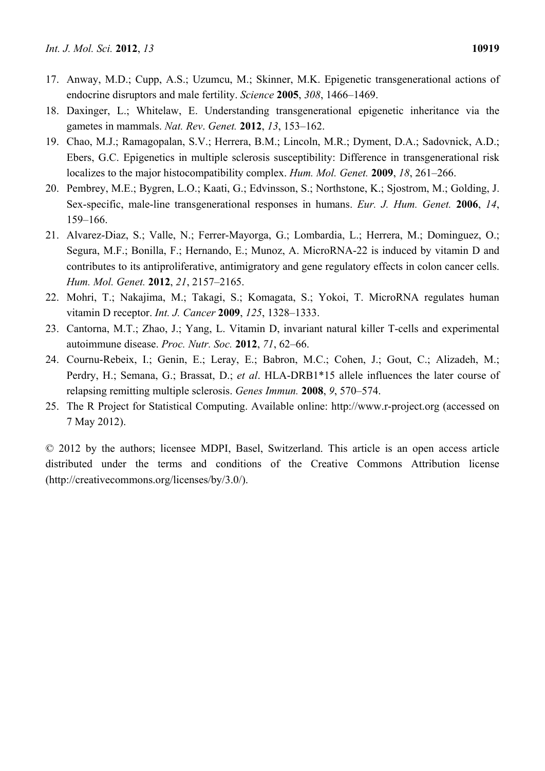17. Anway, M.D.; Cupp, A.S.; Uzumcu, M.; Skinner, M.K. Epigenetic transgenerational actions of endocrine disruptors and male fertility. *Science* **2005**, *308*, 1466–1469.
18. Daxinger, L.; Whitelaw, E. Understanding transgenerational epigenetic inheritance via the gametes in mammals. *Nat. Rev. Genet.* **2012**, *13*, 153–162.
19. Chao, M.J.; Ramagopalan, S.V.; Herrera, B.M.; Lincoln, M.R.; Dyment, D.A.; Sadovnick, A.D.; Ebers, G.C. Epigenetics in multiple sclerosis susceptibility: Difference in transgenerational risk localizes to the major histocompatibility complex. *Hum. Mol. Genet.* **2009**, *18*, 261–266.
20. Pembrey, M.E.; Bygren, L.O.; Kaati, G.; Edvinsson, S.; Northstone, K.; Sjostrom, M.; Golding, J. Sex-specific, male-line transgenerational responses in humans. *Eur. J. Hum. Genet.* **2006**, *14*, 159–166.
21. Alvarez-Diaz, S.; Valle, N.; Ferrer-Mayorga, G.; Lombardia, L.; Herrera, M.; Dominguez, O.; Segura, M.F.; Bonilla, F.; Hernando, E.; Munoz, A. MicroRNA-22 is induced by vitamin D and contributes to its antiproliferative, antimigratory and gene regulatory effects in colon cancer cells. *Hum. Mol. Genet.* **2012**, *21*, 2157–2165.
22. Mohri, T.; Nakajima, M.; Takagi, S.; Komagata, S.; Yokoi, T. MicroRNA regulates human vitamin D receptor. *Int. J. Cancer* **2009**, *125*, 1328–1333.
23. Cantorna, M.T.; Zhao, J.; Yang, L. Vitamin D, invariant natural killer T-cells and experimental autoimmune disease. *Proc. Nutr. Soc.* **2012**, *71*, 62–66.
24. Cournu-Rebeix, I.; Genin, E.; Leray, E.; Babron, M.C.; Cohen, J.; Gout, C.; Alizadeh, M.; Perdry, H.; Semana, G.; Brassat, D.; *et al*. HLA-DRB1*15 allele influences the later course of relapsing remitting multiple sclerosis. *Genes Immun.* **2008**, *9*, 570–574.
25. The R Project for Statistical Computing. Available online: http://www.r-project.org (accessed on 7 May 2012).

© 2012 by the authors; licensee MDPI, Basel, Switzerland. This article is an open access article distributed under the terms and conditions of the Creative Commons Attribution license (http://creativecommons.org/licenses/by/3.0/).